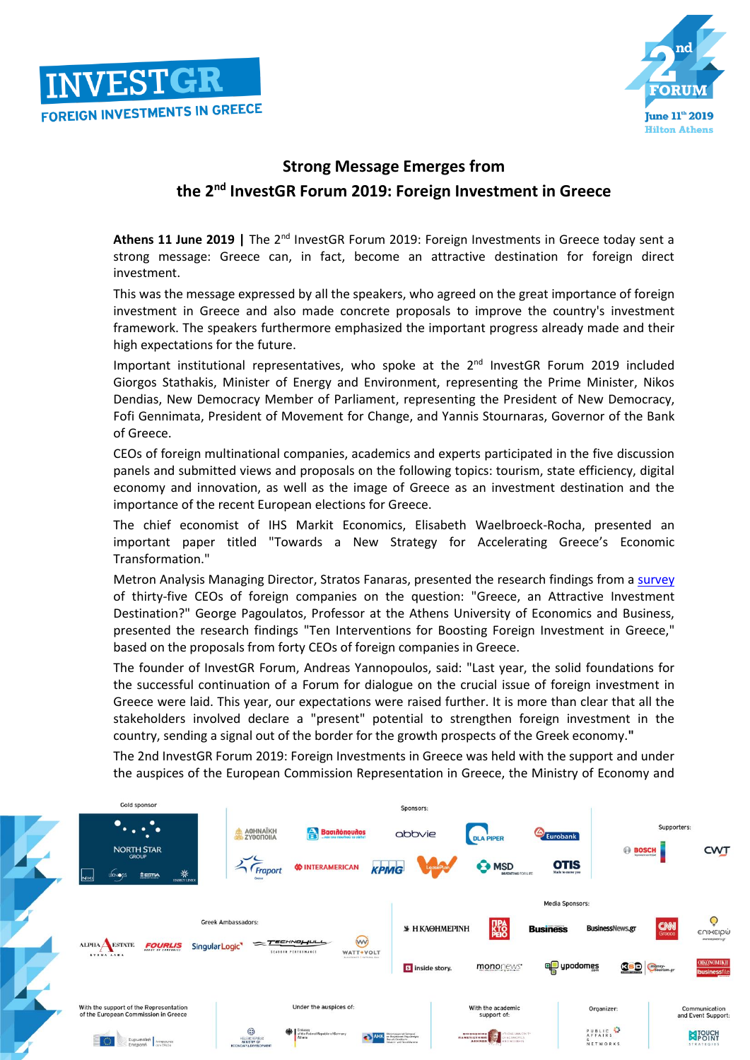INVESTGR
FOREIGN INVESTMENTS IN GREECE

2nd FORUM
June 11th 2019
Hilton Athens

## Strong Message Emerges from the 2nd InvestGR Forum 2019: Foreign Investment in Greece

**Athens 11 June 2019 |** The 2nd InvestGR Forum 2019: Foreign Investments in Greece today sent a strong message: Greece can, in fact, become an attractive destination for foreign direct investment.

This was the message expressed by all the speakers, who agreed on the great importance of foreign investment in Greece and also made concrete proposals to improve the country's investment framework. The speakers furthermore emphasized the important progress already made and their high expectations for the future.

Important institutional representatives, who spoke at the 2nd InvestGR Forum 2019 included Giorgos Stathakis, Minister of Energy and Environment, representing the Prime Minister, Nikos Dendias, New Democracy Member of Parliament, representing the President of New Democracy, Fofi Gennimata, President of Movement for Change, and Yannis Stournaras, Governor of the Bank of Greece.

CEOs of foreign multinational companies, academics and experts participated in the five discussion panels and submitted views and proposals on the following topics: tourism, state efficiency, digital economy and innovation, as well as the image of Greece as an investment destination and the importance of the recent European elections for Greece.

The chief economist of IHS Markit Economics, Elisabeth Waelbroeck-Rocha, presented an important paper titled "Towards a New Strategy for Accelerating Greece's Economic Transformation."

Metron Analysis Managing Director, Stratos Fanaras, presented the research findings from a survey of thirty-five CEOs of foreign companies on the question: "Greece, an Attractive Investment Destination?" George Pagoulatos, Professor at the Athens University of Economics and Business, presented the research findings "Ten Interventions for Boosting Foreign Investment in Greece," based on the proposals from forty CEOs of foreign companies in Greece.

The founder of InvestGR Forum, Andreas Yannopoulos, said: "Last year, the solid foundations for the successful continuation of a Forum for dialogue on the crucial issue of foreign investment in Greece were laid. This year, our expectations were raised further. It is more than clear that all the stakeholders involved declare a "present" potential to strengthen foreign investment in the country, sending a signal out of the border for the growth prospects of the Greek economy."

The 2nd InvestGR Forum 2019: Foreign Investments in Greece was held with the support and under the auspices of the European Commission Representation in Greece, the Ministry of Economy and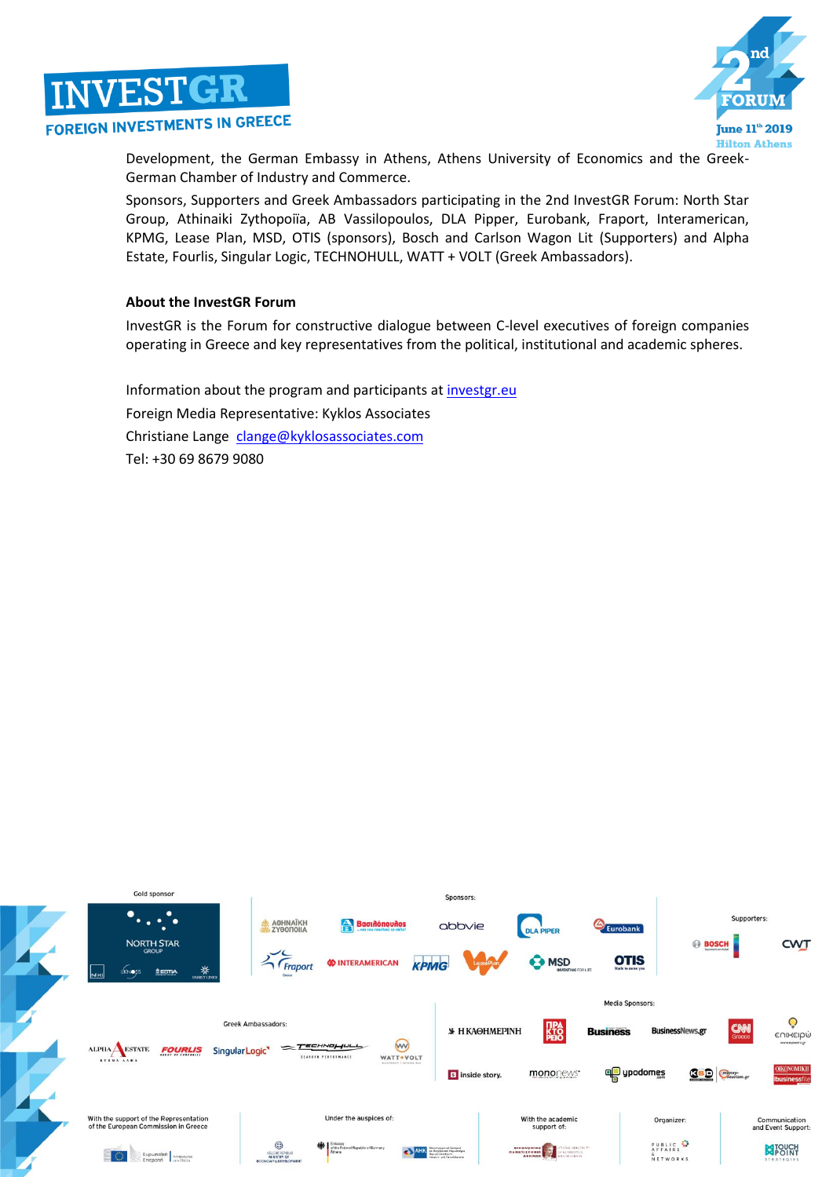Development, the German Embassy in Athens, Athens University of Economics and the Greek-German Chamber of Industry and Commerce.

Sponsors, Supporters and Greek Ambassadors participating in the 2nd InvestGR Forum: North Star Group, Athinaiki Zythopoiïa, AB Vassilopoulos, DLA Pipper, Eurobank, Fraport, Interamerican, KPMG, Lease Plan, MSD, OTIS (sponsors), Bosch and Carlson Wagon Lit (Supporters) and Alpha Estate, Fourlis, Singular Logic, TECHNOHULL, WATT + VOLT (Greek Ambassadors).

**About the InvestGR Forum**

InvestGR is the Forum for constructive dialogue between C-level executives of foreign companies operating in Greece and key representatives from the political, institutional and academic spheres.

Information about the program and participants at investgr.eu

Foreign Media Representative: Kyklos Associates

Christiane Lange clange@kyklosassociates.com

Tel: +30 69 8679 9080

Gold sponsor

Sponsors:

Supporters:

Greek Ambassadors:

Media Sponsors:

With the support of the Representation of the European Commission in Greece

Under the auspices of:

With the academic support of:

Organizer:

Communication and Event Support: